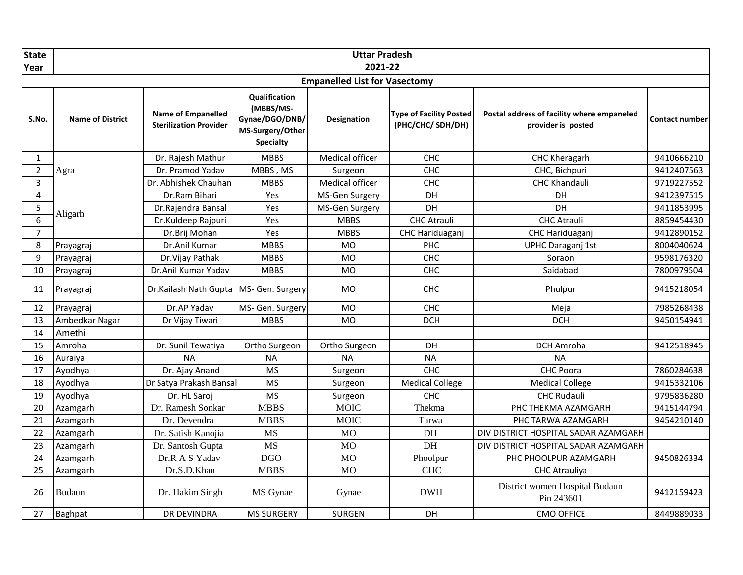| State | Uttar Pradesh | | | | | | |
|---|---|---|---|---|---|---|---|
| Year | 2021-22 | | | | | | |
| Empanelled List for Vasectomy | | | | | | | |
| S.No. | Name of District | Name of Empanelled Sterilization Provider | Qualification (MBBS/MS-Gynae/DGO/DNB/ MS-Surgery/Other Specialty | Designation | Type of Facility Posted (PHC/CHC/ SDH/DH) | Postal address of facility where empaneled provider is posted | Contact number |
| 1 | Agra | Dr. Rajesh Mathur | MBBS | Medical officer | CHC | CHC Kheragarh | 9410666210 |
| 2 | | Dr. Pramod Yadav | MBBS , MS | Surgeon | CHC | CHC, Bichpuri | 9412407563 |
| 3 | | Dr. Abhishek Chauhan | MBBS | Medical officer | CHC | CHC Khandauli | 9719227552 |
| 4 | Aligarh | Dr.Ram Bihari | Yes | MS-Gen Surgery | DH | DH | 9412397515 |
| 5 | | Dr.Rajendra Bansal | Yes | MS-Gen Surgery | DH | DH | 9411853995 |
| 6 | | Dr.Kuldeep Rajpuri | Yes | MBBS | CHC Atrauli | CHC Atrauli | 8859454430 |
| 7 | | Dr.Brij Mohan | Yes | MBBS | CHC Hariduaganj | CHC Hariduaganj | 9412890152 |
| 8 | Prayagraj | Dr.Anil Kumar | MBBS | MO | PHC | UPHC Daraganj 1st | 8004040624 |
| 9 | Prayagraj | Dr.Vijay Pathak | MBBS | MO | CHC | Soraon | 9598176320 |
| 10 | Prayagraj | Dr.Anil Kumar Yadav | MBBS | MO | CHC | Saidabad | 7800979504 |
| 11 | Prayagraj | Dr.Kailash Nath Gupta | MS- Gen. Surgery | MO | CHC | Phulpur | 9415218054 |
| 12 | Prayagraj | Dr.AP Yadav | MS- Gen. Surgery | MO | CHC | Meja | 7985268438 |
| 13 | Ambedkar Nagar | Dr Vijay Tiwari | MBBS | MO | DCH | DCH | 9450154941 |
| 14 | Amethi | | | | | | |
| 15 | Amroha | Dr. Sunil Tewatiya | Ortho Surgeon | Ortho Surgeon | DH | DCH Amroha | 9412518945 |
| 16 | Auraiya | NA | NA | NA | NA | NA | |
| 17 | Ayodhya | Dr. Ajay Anand | MS | Surgeon | CHC | CHC Poora | 7860284638 |
| 18 | Ayodhya | Dr Satya Prakash Bansal | MS | Surgeon | Medical College | Medical College | 9415332106 |
| 19 | Ayodhya | Dr. HL Saroj | MS | Surgeon | CHC | CHC Rudauli | 9795836280 |
| 20 | Azamgarh | Dr. Ramesh Sonkar | MBBS | MOIC | Thekma | PHC THEKMA AZAMGARH | 9415144794 |
| 21 | Azamgarh | Dr. Devendra | MBBS | MOIC | Tarwa | PHC TARWA AZAMGARH | 9454210140 |
| 22 | Azamgarh | Dr. Satish Kanojia | MS | MO | DH | DIV DISTRICT HOSPITAL SADAR AZAMGARH | |
| 23 | Azamgarh | Dr. Santosh Gupta | MS | MO | DH | DIV DISTRICT HOSPITAL SADAR AZAMGARH | |
| 24 | Azamgarh | Dr.R A S Yadav | DGO | MO | Phoolpur | PHC PHOOLPUR AZAMGARH | 9450826334 |
| 25 | Azamgarh | Dr.S.D.Khan | MBBS | MO | CHC | CHC Atrauliya | |
| 26 | Budaun | Dr. Hakim Singh | MS Gynae | Gynae | DWH | District women Hospital Budaun Pin 243601 | 9412159423 |
| 27 | Baghpat | DR DEVINDRA | MS SURGERY | SURGEN | DH | CMO OFFICE | 8449889033 |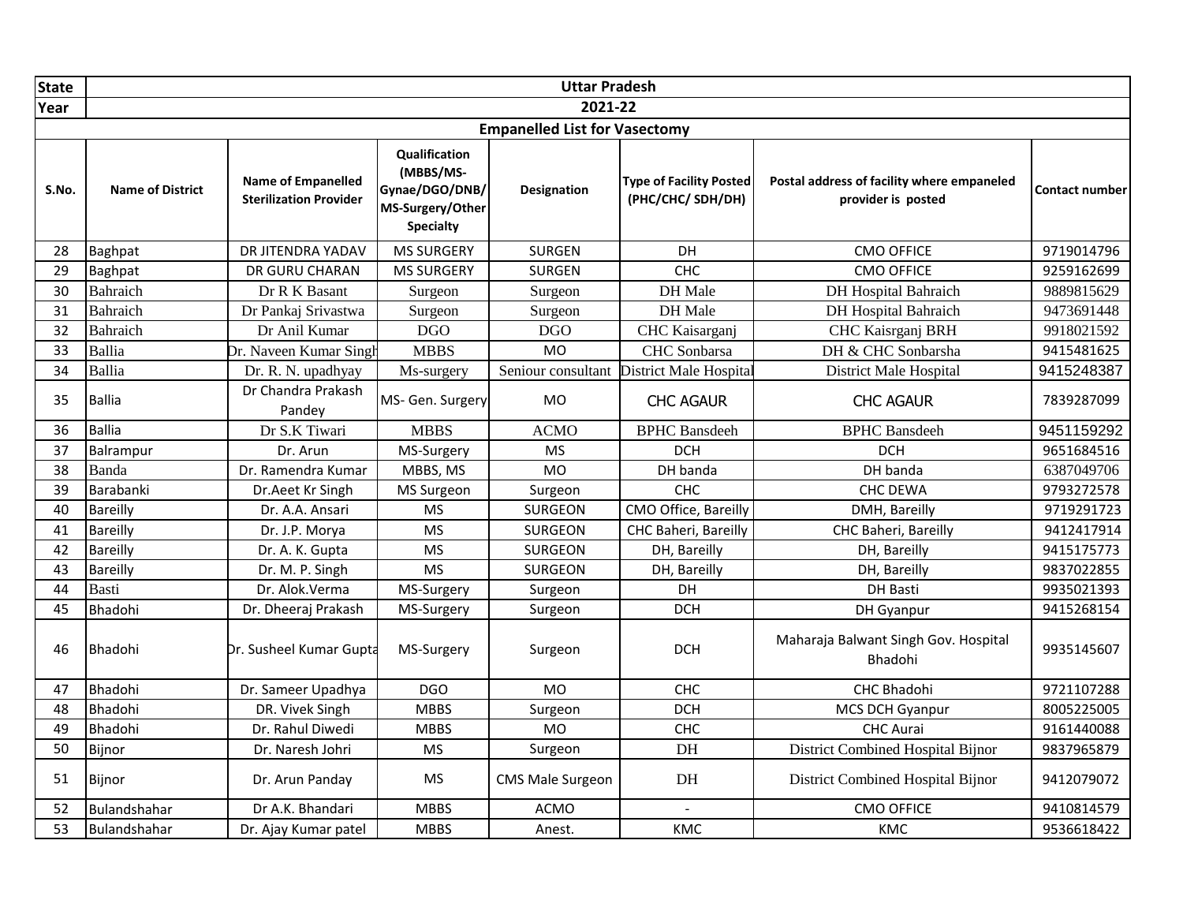| State | Uttar Pradesh | | | | | | |
|---|---|---|---|---|---|---|---|
| Year | 2021-22 | | | | | | |
| Empanelled List for Vasectomy | | | | | | | |
| S.No. | Name of District | Name of Empanelled Sterilization Provider | Qualification (MBBS/MS-Gynae/DGO/DNB/ MS-Surgery/Other Specialty | Designation | Type of Facility Posted (PHC/CHC/ SDH/DH) | Postal address of facility where empaneled provider is posted | Contact number |
| 28 | Baghpat | DR JITENDRA YADAV | MS SURGERY | SURGEN | DH | CMO OFFICE | 9719014796 |
| 29 | Baghpat | DR GURU CHARAN | MS SURGERY | SURGEN | CHC | CMO OFFICE | 9259162699 |
| 30 | Bahraich | Dr R K Basant | Surgeon | Surgeon | DH Male | DH Hospital Bahraich | 9889815629 |
| 31 | Bahraich | Dr Pankaj Srivastwa | Surgeon | Surgeon | DH Male | DH Hospital Bahraich | 9473691448 |
| 32 | Bahraich | Dr Anil Kumar | DGO | DGO | CHC Kaisarganj | CHC Kaisrganj BRH | 9918021592 |
| 33 | Ballia | Dr. Naveen Kumar Singh | MBBS | MO | CHC Sonbarsa | DH & CHC Sonbarsha | 9415481625 |
| 34 | Ballia | Dr. R. N. upadhyay | Ms-surgery | Seniour consultant | District Male Hospital | District Male Hospital | 9415248387 |
| 35 | Ballia | Dr Chandra Prakash Pandey | MS- Gen. Surgery | MO | CHC AGAUR | CHC AGAUR | 7839287099 |
| 36 | Ballia | Dr S.K Tiwari | MBBS | ACMO | BPHC Bansdeeh | BPHC Bansdeeh | 9451159292 |
| 37 | Balrampur | Dr. Arun | MS-Surgery | MS | DCH | DCH | 9651684516 |
| 38 | Banda | Dr. Ramendra Kumar | MBBS, MS | MO | DH banda | DH banda | 6387049706 |
| 39 | Barabanki | Dr.Aeet Kr Singh | MS Surgeon | Surgeon | CHC | CHC DEWA | 9793272578 |
| 40 | Bareilly | Dr. A.A. Ansari | MS | SURGEON | CMO Office, Bareilly | DMH, Bareilly | 9719291723 |
| 41 | Bareilly | Dr. J.P. Morya | MS | SURGEON | CHC Baheri, Bareilly | CHC Baheri, Bareilly | 9412417914 |
| 42 | Bareilly | Dr. A. K. Gupta | MS | SURGEON | DH, Bareilly | DH, Bareilly | 9415175773 |
| 43 | Bareilly | Dr. M. P. Singh | MS | SURGEON | DH, Bareilly | DH, Bareilly | 9837022855 |
| 44 | Basti | Dr. Alok.Verma | MS-Surgery | Surgeon | DH | DH Basti | 9935021393 |
| 45 | Bhadohi | Dr. Dheeraj Prakash | MS-Surgery | Surgeon | DCH | DH Gyanpur | 9415268154 |
| 46 | Bhadohi | Dr. Susheel Kumar Gupta | MS-Surgery | Surgeon | DCH | Maharaja Balwant Singh Gov. Hospital Bhadohi | 9935145607 |
| 47 | Bhadohi | Dr. Sameer Upadhya | DGO | MO | CHC | CHC Bhadohi | 9721107288 |
| 48 | Bhadohi | DR. Vivek Singh | MBBS | Surgeon | DCH | MCS DCH Gyanpur | 8005225005 |
| 49 | Bhadohi | Dr. Rahul Diwedi | MBBS | MO | CHC | CHC Aurai | 9161440088 |
| 50 | Bijnor | Dr. Naresh Johri | MS | Surgeon | DH | District Combined Hospital Bijnor | 9837965879 |
| 51 | Bijnor | Dr. Arun Panday | MS | CMS Male Surgeon | DH | District Combined Hospital Bijnor | 9412079072 |
| 52 | Bulandshahar | Dr A.K. Bhandari | MBBS | ACMO | - | CMO OFFICE | 9410814579 |
| 53 | Bulandshahar | Dr. Ajay Kumar patel | MBBS | Anest. | KMC | KMC | 9536618422 |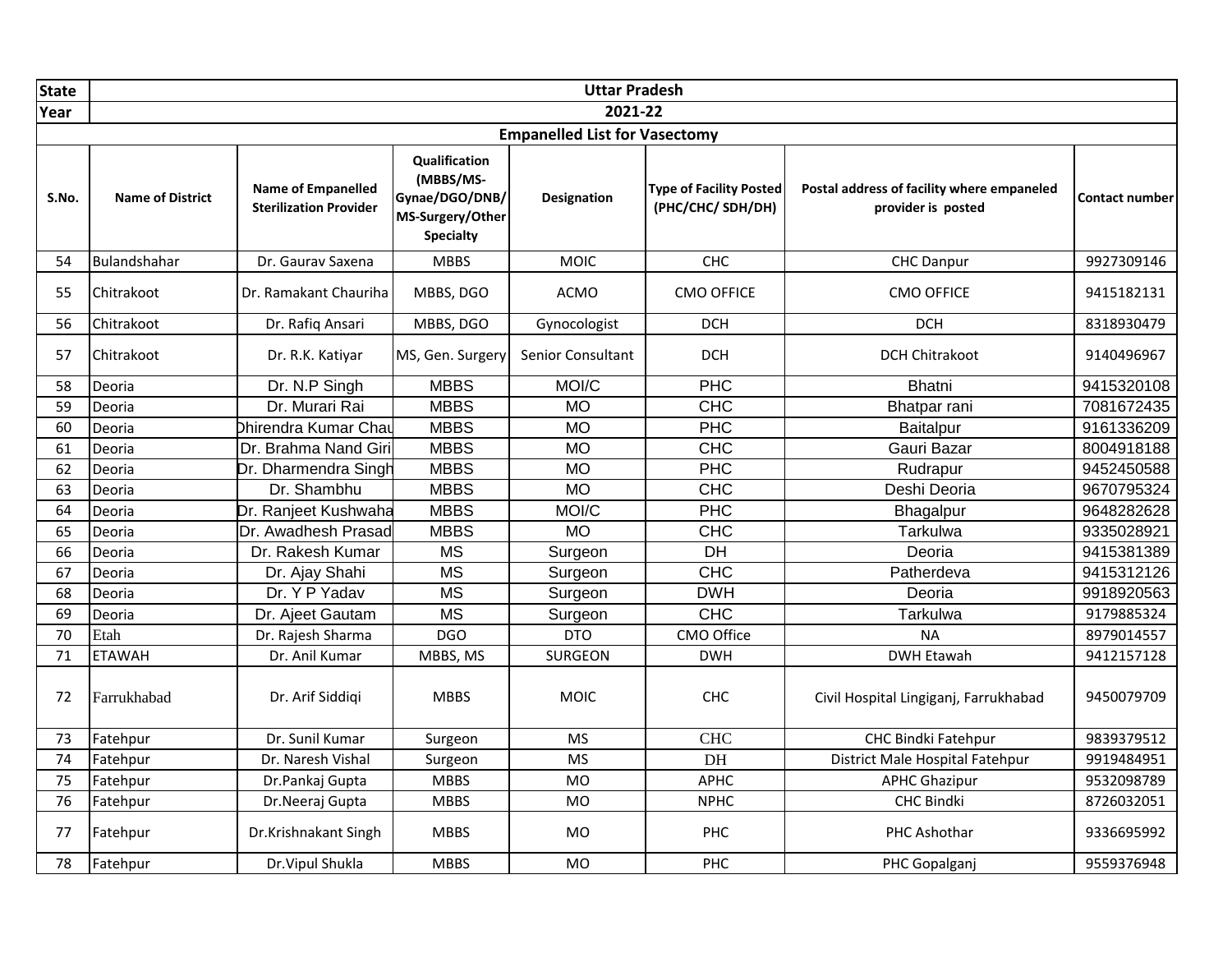| State | Uttar Pradesh | | | | | | |
|---|---|---|---|---|---|---|---|
| Year | 2021-22 | | | | | | |
| Empanelled List for Vasectomy | | | | | | | |
| S.No. | Name of District | Name of Empanelled Sterilization Provider | Qualification (MBBS/MS-Gynae/DGO/DNB/ MS-Surgery/Other Specialty | Designation | Type of Facility Posted (PHC/CHC/ SDH/DH) | Postal address of facility where empaneled provider is posted | Contact number |
| 54 | Bulandshahar | Dr. Gaurav Saxena | MBBS | MOIC | CHC | CHC Danpur | 9927309146 |
| 55 | Chitrakoot | Dr. Ramakant Chauriha | MBBS, DGO | ACMO | CMO OFFICE | CMO OFFICE | 9415182131 |
| 56 | Chitrakoot | Dr. Rafiq Ansari | MBBS, DGO | Gynocologist | DCH | DCH | 8318930479 |
| 57 | Chitrakoot | Dr. R.K. Katiyar | MS, Gen. Surgery | Senior Consultant | DCH | DCH Chitrakoot | 9140496967 |
| 58 | Deoria | Dr. N.P Singh | MBBS | MOI/C | PHC | Bhatni | 9415320108 |
| 59 | Deoria | Dr. Murari Rai | MBBS | MO | CHC | Bhatpar rani | 7081672435 |
| 60 | Deoria | Dhirendra Kumar Chau | MBBS | MO | PHC | Baitalpur | 9161336209 |
| 61 | Deoria | Dr. Brahma Nand Giri | MBBS | MO | CHC | Gauri Bazar | 8004918188 |
| 62 | Deoria | Dr. Dharmendra Singh | MBBS | MO | PHC | Rudrapur | 9452450588 |
| 63 | Deoria | Dr. Shambhu | MBBS | MO | CHC | Deshi Deoria | 9670795324 |
| 64 | Deoria | Dr. Ranjeet Kushwaha | MBBS | MOI/C | PHC | Bhagalpur | 9648282628 |
| 65 | Deoria | Dr. Awadhesh Prasad | MBBS | MO | CHC | Tarkulwa | 9335028921 |
| 66 | Deoria | Dr. Rakesh Kumar | MS | Surgeon | DH | Deoria | 9415381389 |
| 67 | Deoria | Dr. Ajay Shahi | MS | Surgeon | CHC | Patherdeva | 9415312126 |
| 68 | Deoria | Dr. Y P Yadav | MS | Surgeon | DWH | Deoria | 9918920563 |
| 69 | Deoria | Dr. Ajeet Gautam | MS | Surgeon | CHC | Tarkulwa | 9179885324 |
| 70 | Etah | Dr. Rajesh Sharma | DGO | DTO | CMO Office | NA | 8979014557 |
| 71 | ETAWAH | Dr. Anil Kumar | MBBS, MS | SURGEON | DWH | DWH Etawah | 9412157128 |
| 72 | Farrukhabad | Dr. Arif Siddiqi | MBBS | MOIC | CHC | Civil Hospital Lingiganj, Farrukhabad | 9450079709 |
| 73 | Fatehpur | Dr. Sunil Kumar | Surgeon | MS | CHC | CHC Bindki Fatehpur | 9839379512 |
| 74 | Fatehpur | Dr. Naresh Vishal | Surgeon | MS | DH | District Male Hospital Fatehpur | 9919484951 |
| 75 | Fatehpur | Dr.Pankaj Gupta | MBBS | MO | APHC | APHC Ghazipur | 9532098789 |
| 76 | Fatehpur | Dr.Neeraj Gupta | MBBS | MO | NPHC | CHC Bindki | 8726032051 |
| 77 | Fatehpur | Dr.Krishnakant Singh | MBBS | MO | PHC | PHC Ashothar | 9336695992 |
| 78 | Fatehpur | Dr.Vipul Shukla | MBBS | MO | PHC | PHC Gopalganj | 9559376948 |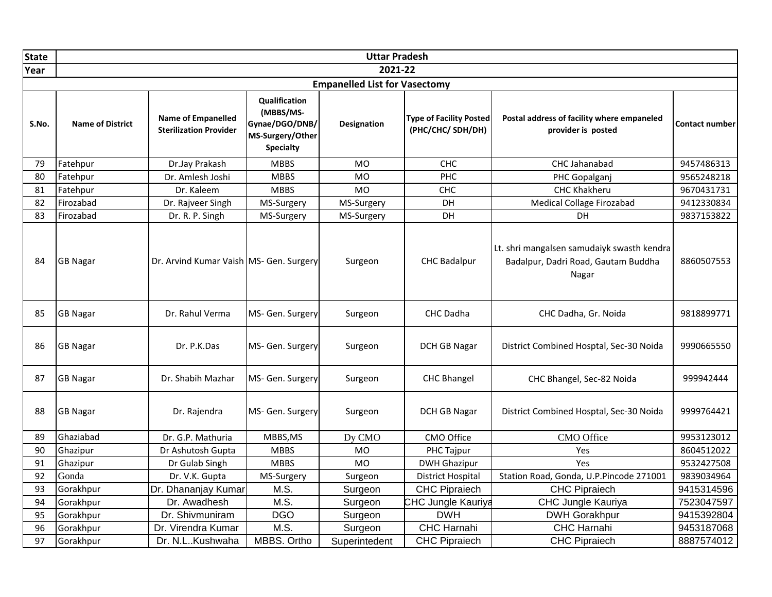| State | Uttar Pradesh | | | | | | |
|---|---|---|---|---|---|---|---|
| Year | 2021-22 | | | | | | |
| **Empanelled List for Vasectomy** | | | | | | | |
| **S.No.** | **Name of District** | **Name of Empanelled Sterilization Provider** | **Qualification (MBBS/MS-Gynae/DGO/DNB/ MS-Surgery/Other Specialty** | **Designation** | **Type of Facility Posted (PHC/CHC/ SDH/DH)** | **Postal address of facility where empaneled provider is posted** | **Contact number** |
| 79 | Fatehpur | Dr.Jay Prakash | MBBS | MO | CHC | CHC Jahanabad | 9457486313 |
| 80 | Fatehpur | Dr. Amlesh Joshi | MBBS | MO | PHC | PHC Gopalganj | 9565248218 |
| 81 | Fatehpur | Dr. Kaleem | MBBS | MO | CHC | CHC Khakheru | 9670431731 |
| 82 | Firozabad | Dr. Rajveer Singh | MS-Surgery | MS-Surgery | DH | Medical Collage Firozabad | 9412330834 |
| 83 | Firozabad | Dr. R. P. Singh | MS-Surgery | MS-Surgery | DH | DH | 9837153822 |
| 84 | GB Nagar | Dr. Arvind Kumar Vaish | MS- Gen. Surgery | Surgeon | CHC Badalpur | Lt. shri mangalsen samudaiyk swasth kendra Badalpur, Dadri Road, Gautam Buddha Nagar | 8860507553 |
| 85 | GB Nagar | Dr. Rahul Verma | MS- Gen. Surgery | Surgeon | CHC Dadha | CHC Dadha, Gr. Noida | 9818899771 |
| 86 | GB Nagar | Dr. P.K.Das | MS- Gen. Surgery | Surgeon | DCH GB Nagar | District Combined Hosptal, Sec-30 Noida | 9990665550 |
| 87 | GB Nagar | Dr. Shabih Mazhar | MS- Gen. Surgery | Surgeon | CHC Bhangel | CHC Bhangel, Sec-82 Noida | 999942444 |
| 88 | GB Nagar | Dr. Rajendra | MS- Gen. Surgery | Surgeon | DCH GB Nagar | District Combined Hosptal, Sec-30 Noida | 9999764421 |
| 89 | Ghaziabad | Dr. G.P. Mathuria | MBBS,MS | Dy CMO | CMO Office | CMO Office | 9953123012 |
| 90 | Ghazipur | Dr Ashutosh Gupta | MBBS | MO | PHC Tajpur | Yes | 8604512022 |
| 91 | Ghazipur | Dr Gulab Singh | MBBS | MO | DWH Ghazipur | Yes | 9532427508 |
| 92 | Gonda | Dr. V.K. Gupta | MS-Surgery | Surgeon | District Hospital | Station Road, Gonda, U.P.Pincode 271001 | 9839034964 |
| 93 | Gorakhpur | Dr. Dhananjay Kumar | M.S. | Surgeon | CHC Pipraiech | CHC Pipraiech | 9415314596 |
| 94 | Gorakhpur | Dr. Awadhesh | M.S. | Surgeon | CHC Jungle Kauriya | CHC Jungle Kauriya | 7523047597 |
| 95 | Gorakhpur | Dr. Shivmuniram | DGO | Surgeon | DWH | DWH Gorakhpur | 9415392804 |
| 96 | Gorakhpur | Dr. Virendra Kumar | M.S. | Surgeon | CHC Harnahi | CHC Harnahi | 9453187068 |
| 97 | Gorakhpur | Dr. N.L..Kushwaha | MBBS. Ortho | Superintedent | CHC Pipraiech | CHC Pipraiech | 8887574012 |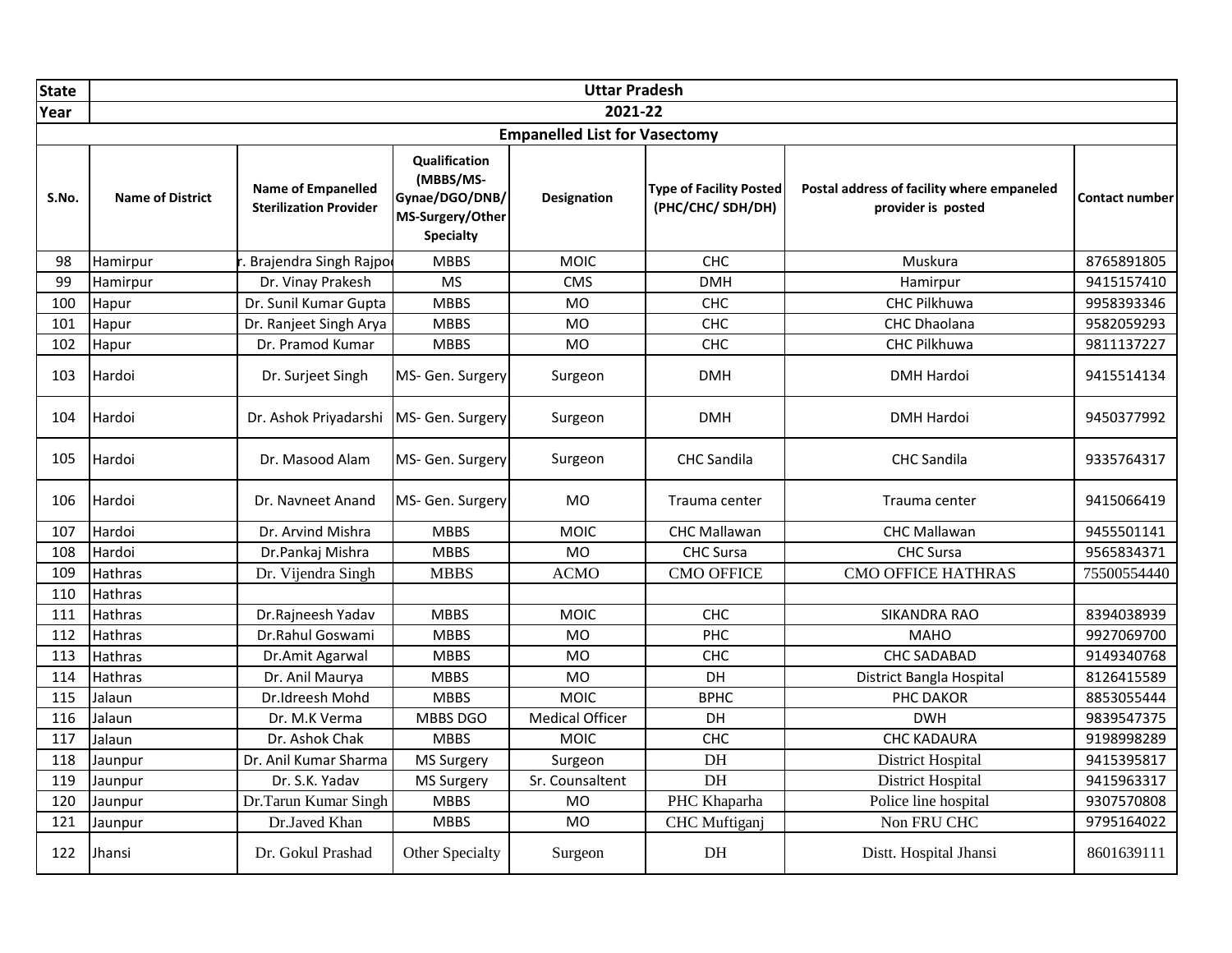| State | Uttar Pradesh | | | | | | |
|---|---|---|---|---|---|---|---|
| Year | 2021-22 | | | | | | |
| Empanelled List for Vasectomy | | | | | | | |
| S.No. | Name of District | Name of Empanelled Sterilization Provider | Qualification (MBBS/MS-Gynae/DGO/DNB/ MS-Surgery/Other Specialty | Designation | Type of Facility Posted (PHC/CHC/ SDH/DH) | Postal address of facility where empaneled provider is posted | Contact number |
| 98 | Hamirpur | r. Brajendra Singh Rajpo | MBBS | MOIC | CHC | Muskura | 8765891805 |
| 99 | Hamirpur | Dr. Vinay Prakesh | MS | CMS | DMH | Hamirpur | 9415157410 |
| 100 | Hapur | Dr. Sunil Kumar Gupta | MBBS | MO | CHC | CHC Pilkhuwa | 9958393346 |
| 101 | Hapur | Dr. Ranjeet Singh Arya | MBBS | MO | CHC | CHC Dhaolana | 9582059293 |
| 102 | Hapur | Dr. Pramod Kumar | MBBS | MO | CHC | CHC Pilkhuwa | 9811137227 |
| 103 | Hardoi | Dr. Surjeet Singh | MS- Gen. Surgery | Surgeon | DMH | DMH Hardoi | 9415514134 |
| 104 | Hardoi | Dr. Ashok Priyadarshi | MS- Gen. Surgery | Surgeon | DMH | DMH Hardoi | 9450377992 |
| 105 | Hardoi | Dr. Masood Alam | MS- Gen. Surgery | Surgeon | CHC Sandila | CHC Sandila | 9335764317 |
| 106 | Hardoi | Dr. Navneet Anand | MS- Gen. Surgery | MO | Trauma center | Trauma center | 9415066419 |
| 107 | Hardoi | Dr. Arvind Mishra | MBBS | MOIC | CHC Mallawan | CHC Mallawan | 9455501141 |
| 108 | Hardoi | Dr.Pankaj Mishra | MBBS | MO | CHC Sursa | CHC Sursa | 9565834371 |
| 109 | Hathras | Dr. Vijendra Singh | MBBS | ACMO | CMO OFFICE | CMO OFFICE HATHRAS | 75500554440 |
| 110 | Hathras | | | | | | |
| 111 | Hathras | Dr.Rajneesh Yadav | MBBS | MOIC | CHC | SIKANDRA RAO | 8394038939 |
| 112 | Hathras | Dr.Rahul Goswami | MBBS | MO | PHC | MAHO | 9927069700 |
| 113 | Hathras | Dr.Amit Agarwal | MBBS | MO | CHC | CHC SADABAD | 9149340768 |
| 114 | Hathras | Dr. Anil Maurya | MBBS | MO | DH | District Bangla Hospital | 8126415589 |
| 115 | Jalaun | Dr.Idreesh Mohd | MBBS | MOIC | BPHC | PHC DAKOR | 8853055444 |
| 116 | Jalaun | Dr. M.K Verma | MBBS DGO | Medical Officer | DH | DWH | 9839547375 |
| 117 | Jalaun | Dr. Ashok Chak | MBBS | MOIC | CHC | CHC KADAURA | 9198998289 |
| 118 | Jaunpur | Dr. Anil Kumar Sharma | MS Surgery | Surgeon | DH | District Hospital | 9415395817 |
| 119 | Jaunpur | Dr. S.K. Yadav | MS Surgery | Sr. Counsaltent | DH | District Hospital | 9415963317 |
| 120 | Jaunpur | Dr.Tarun Kumar Singh | MBBS | MO | PHC Khaparha | Police line hospital | 9307570808 |
| 121 | Jaunpur | Dr.Javed Khan | MBBS | MO | CHC Muftiganj | Non FRU CHC | 9795164022 |
| 122 | Jhansi | Dr. Gokul Prashad | Other Specialty | Surgeon | DH | Distt. Hospital Jhansi | 8601639111 |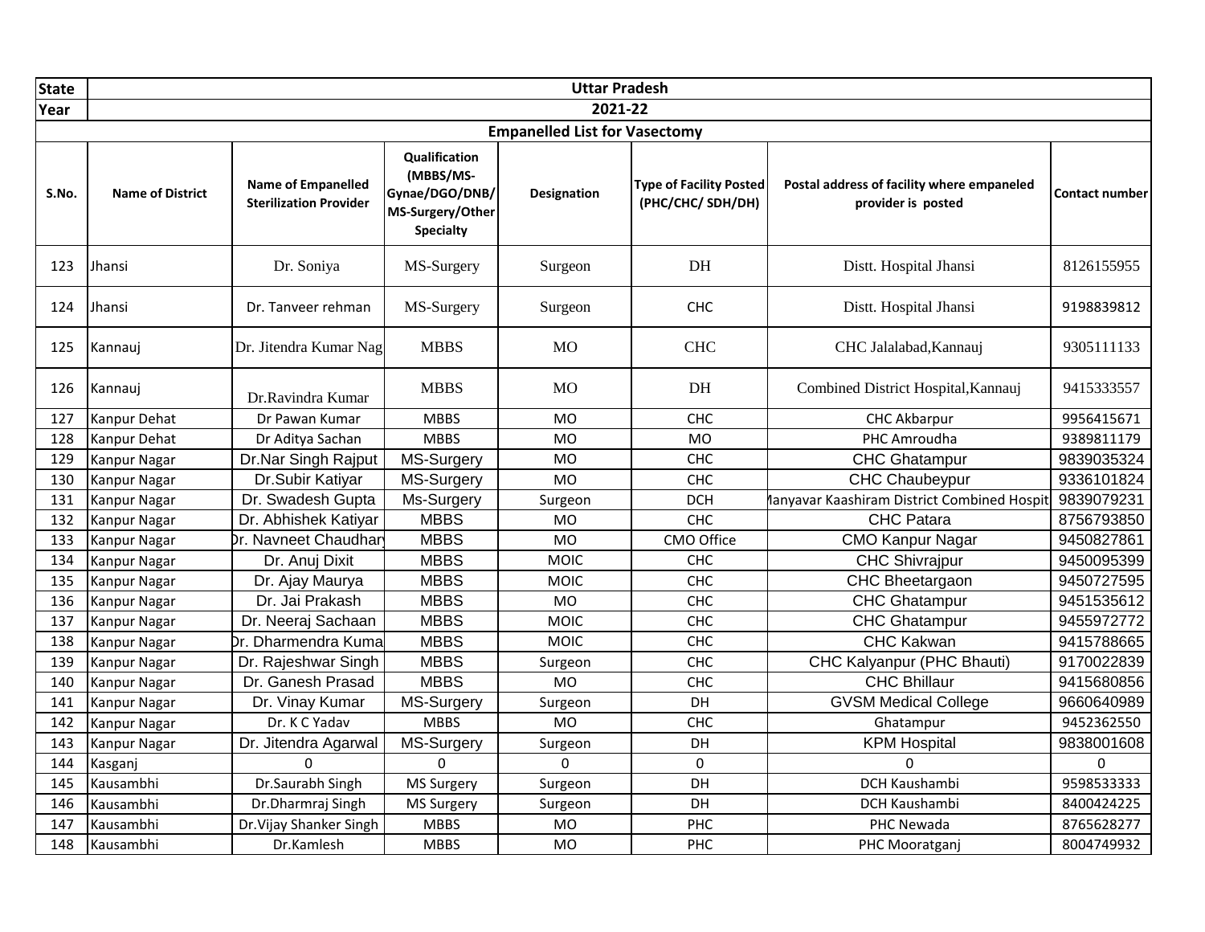| State | Uttar Pradesh | | | | | | |
|---|---|---|---|---|---|---|---|
| Year | 2021-22 | | | | | | |
| Empanelled List for Vasectomy | | | | | | | |
| S.No. | Name of District | Name of Empanelled Sterilization Provider | Qualification (MBBS/MS-Gynae/DGO/DNB/ MS-Surgery/Other Specialty | Designation | Type of Facility Posted (PHC/CHC/ SDH/DH) | Postal address of facility where empaneled provider is posted | Contact number |
| 123 | Jhansi | Dr. Soniya | MS-Surgery | Surgeon | DH | Distt. Hospital Jhansi | 8126155955 |
| 124 | Jhansi | Dr. Tanveer rehman | MS-Surgery | Surgeon | CHC | Distt. Hospital Jhansi | 9198839812 |
| 125 | Kannauj | Dr. Jitendra Kumar Nag | MBBS | MO | CHC | CHC Jalalabad,Kannauj | 9305111133 |
| 126 | Kannauj | Dr.Ravindra Kumar | MBBS | MO | DH | Combined District Hospital,Kannauj | 9415333557 |
| 127 | Kanpur Dehat | Dr Pawan Kumar | MBBS | MO | CHC | CHC Akbarpur | 9956415671 |
| 128 | Kanpur Dehat | Dr Aditya Sachan | MBBS | MO | MO | PHC Amroudha | 9389811179 |
| 129 | Kanpur Nagar | Dr.Nar Singh Rajput | MS-Surgery | MO | CHC | CHC Ghatampur | 9839035324 |
| 130 | Kanpur Nagar | Dr.Subir Katiyar | MS-Surgery | MO | CHC | CHC Chaubeypur | 9336101824 |
| 131 | Kanpur Nagar | Dr. Swadesh Gupta | Ms-Surgery | Surgeon | DCH | Manyavar Kaashiram District Combined Hospit | 9839079231 |
| 132 | Kanpur Nagar | Dr. Abhishek Katiyar | MBBS | MO | CHC | CHC Patara | 8756793850 |
| 133 | Kanpur Nagar | Dr. Navneet Chaudhary | MBBS | MO | CMO Office | CMO Kanpur Nagar | 9450827861 |
| 134 | Kanpur Nagar | Dr. Anuj Dixit | MBBS | MOIC | CHC | CHC Shivrajpur | 9450095399 |
| 135 | Kanpur Nagar | Dr. Ajay Maurya | MBBS | MOIC | CHC | CHC Bheetargaon | 9450727595 |
| 136 | Kanpur Nagar | Dr. Jai Prakash | MBBS | MO | CHC | CHC Ghatampur | 9451535612 |
| 137 | Kanpur Nagar | Dr. Neeraj Sachaan | MBBS | MOIC | CHC | CHC Ghatampur | 9455972772 |
| 138 | Kanpur Nagar | Dr. Dharmendra Kumar | MBBS | MOIC | CHC | CHC Kakwan | 9415788665 |
| 139 | Kanpur Nagar | Dr. Rajeshwar Singh | MBBS | Surgeon | CHC | CHC Kalyanpur (PHC Bhauti) | 9170022839 |
| 140 | Kanpur Nagar | Dr. Ganesh Prasad | MBBS | MO | CHC | CHC Bhillaur | 9415680856 |
| 141 | Kanpur Nagar | Dr. Vinay Kumar | MS-Surgery | Surgeon | DH | GVSM Medical College | 9660640989 |
| 142 | Kanpur Nagar | Dr. K C Yadav | MBBS | MO | CHC | Ghatampur | 9452362550 |
| 143 | Kanpur Nagar | Dr. Jitendra Agarwal | MS-Surgery | Surgeon | DH | KPM Hospital | 9838001608 |
| 144 | Kasganj | 0 | 0 | 0 | 0 | 0 | 0 |
| 145 | Kausambhi | Dr.Saurabh Singh | MS Surgery | Surgeon | DH | DCH Kaushambi | 9598533333 |
| 146 | Kausambhi | Dr.Dharmraj Singh | MS Surgery | Surgeon | DH | DCH Kaushambi | 8400424225 |
| 147 | Kausambhi | Dr.Vijay Shanker Singh | MBBS | MO | PHC | PHC Newada | 8765628277 |
| 148 | Kausambhi | Dr.Kamlesh | MBBS | MO | PHC | PHC Mooratganj | 8004749932 |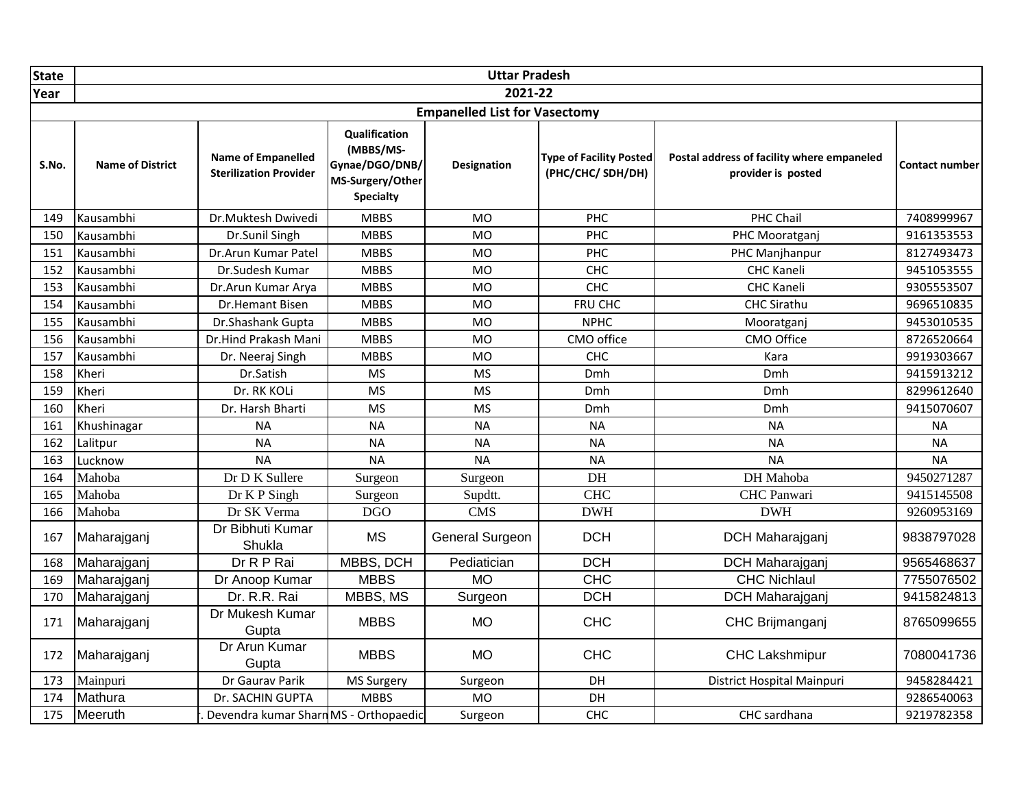| State | Uttar Pradesh | | | | | | |
|---|---|---|---|---|---|---|---|
| Year | 2021-22 | | | | | | |
| Empanelled List for Vasectomy | | | | | | | |
| S.No. | Name of District | Name of Empanelled Sterilization Provider | Qualification (MBBS/MS-Gynae/DGO/DNB/ MS-Surgery/Other Specialty | Designation | Type of Facility Posted (PHC/CHC/ SDH/DH) | Postal address of facility where empaneled provider is posted | Contact number |
| 149 | Kausambhi | Dr.Muktesh Dwivedi | MBBS | MO | PHC | PHC Chail | 7408999967 |
| 150 | Kausambhi | Dr.Sunil Singh | MBBS | MO | PHC | PHC Mooratganj | 9161353553 |
| 151 | Kausambhi | Dr.Arun Kumar Patel | MBBS | MO | PHC | PHC Manjhanpur | 8127493473 |
| 152 | Kausambhi | Dr.Sudesh Kumar | MBBS | MO | CHC | CHC Kaneli | 9451053555 |
| 153 | Kausambhi | Dr.Arun Kumar Arya | MBBS | MO | CHC | CHC Kaneli | 9305553507 |
| 154 | Kausambhi | Dr.Hemant Bisen | MBBS | MO | FRU CHC | CHC Sirathu | 9696510835 |
| 155 | Kausambhi | Dr.Shashank Gupta | MBBS | MO | NPHC | Mooratganj | 9453010535 |
| 156 | Kausambhi | Dr.Hind Prakash Mani | MBBS | MO | CMO office | CMO Office | 8726520664 |
| 157 | Kausambhi | Dr. Neeraj Singh | MBBS | MO | CHC | Kara | 9919303667 |
| 158 | Kheri | Dr.Satish | MS | MS | Dmh | Dmh | 9415913212 |
| 159 | Kheri | Dr. RK KOLi | MS | MS | Dmh | Dmh | 8299612640 |
| 160 | Kheri | Dr. Harsh Bharti | MS | MS | Dmh | Dmh | 9415070607 |
| 161 | Khushinagar | NA | NA | NA | NA | NA | NA |
| 162 | Lalitpur | NA | NA | NA | NA | NA | NA |
| 163 | Lucknow | NA | NA | NA | NA | NA | NA |
| 164 | Mahoba | Dr D K Sullere | Surgeon | Surgeon | DH | DH Mahoba | 9450271287 |
| 165 | Mahoba | Dr K P Singh | Surgeon | Supdtt. | CHC | CHC Panwari | 9415145508 |
| 166 | Mahoba | Dr SK Verma | DGO | CMS | DWH | DWH | 9260953169 |
| 167 | Maharajganj | Dr Bibhuti Kumar Shukla | MS | General Surgeon | DCH | DCH Maharajganj | 9838797028 |
| 168 | Maharajganj | Dr R P Rai | MBBS, DCH | Pediatician | DCH | DCH Maharajganj | 9565468637 |
| 169 | Maharajganj | Dr Anoop Kumar | MBBS | MO | CHC | CHC Nichlaul | 7755076502 |
| 170 | Maharajganj | Dr. R.R. Rai | MBBS, MS | Surgeon | DCH | DCH Maharajganj | 9415824813 |
| 171 | Maharajganj | Dr Mukesh Kumar Gupta | MBBS | MO | CHC | CHC Brijmanganj | 8765099655 |
| 172 | Maharajganj | Dr Arun Kumar Gupta | MBBS | MO | CHC | CHC Lakshmipur | 7080041736 |
| 173 | Mainpuri | Dr Gaurav Parik | MS Surgery | Surgeon | DH | District Hospital Mainpuri | 9458284421 |
| 174 | Mathura | Dr. SACHIN GUPTA | MBBS | MO | DH | | 9286540063 |
| 175 | Meeruth | . Devendra kumar Sharn | MS - Orthopaedic | Surgeon | CHC | CHC sardhana | 9219782358 |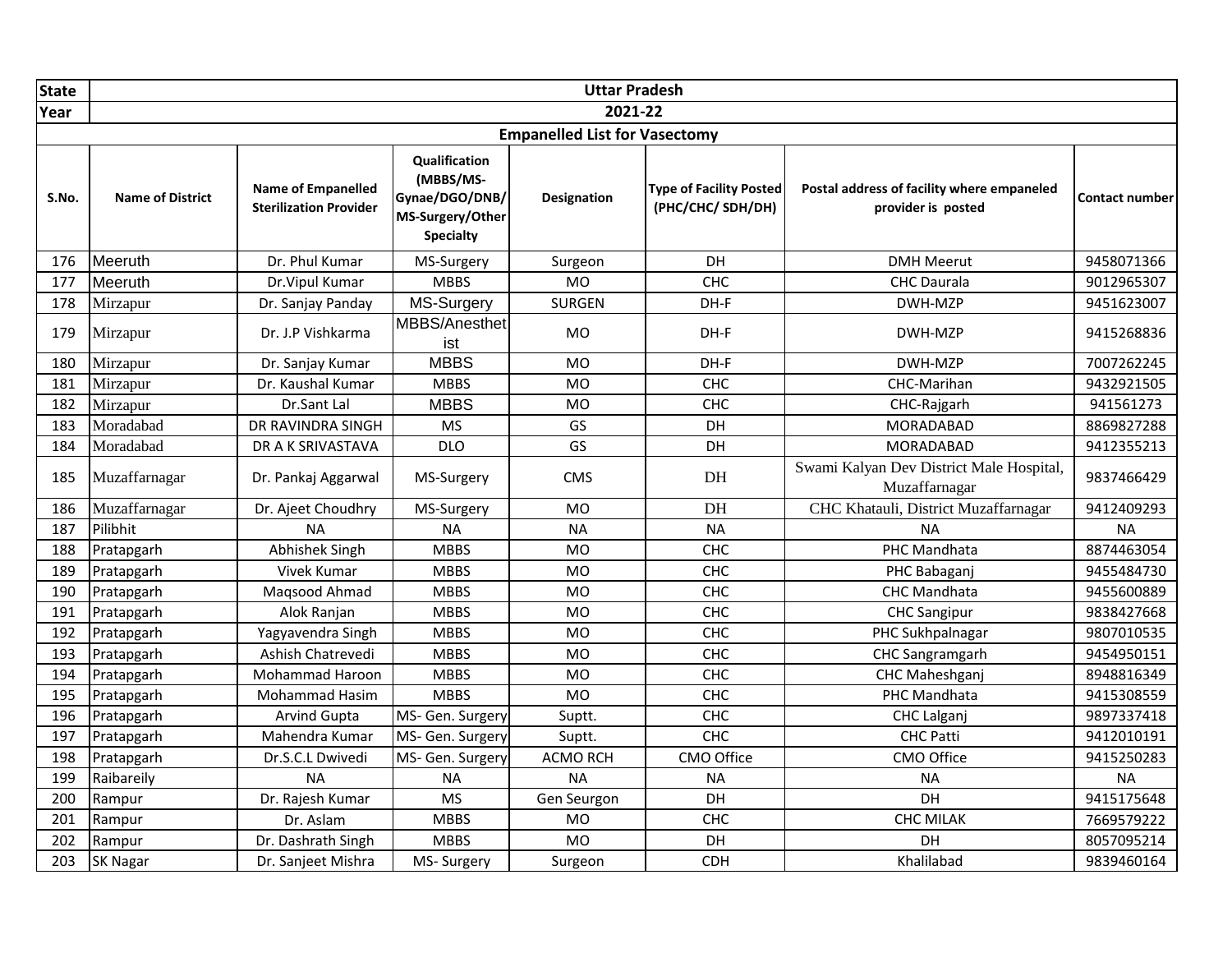| State | Uttar Pradesh | | | | | | |
|---|---|---|---|---|---|---|---|
| Year | 2021-22 | | | | | | |
| **Empanelled List for Vasectomy** | | | | | | | |
| **S.No.** | **Name of District** | **Name of Empanelled Sterilization Provider** | **Qualification (MBBS/MS-Gynae/DGO/DNB/ MS-Surgery/Other Specialty** | **Designation** | **Type of Facility Posted (PHC/CHC/ SDH/DH)** | **Postal address of facility where empaneled provider is posted** | **Contact number** |
| 176 | Meeruth | Dr. Phul Kumar | MS-Surgery | Surgeon | DH | DMH Meerut | 9458071366 |
| 177 | Meeruth | Dr.Vipul Kumar | MBBS | MO | CHC | CHC Daurala | 9012965307 |
| 178 | Mirzapur | Dr. Sanjay Panday | MS-Surgery | SURGEN | DH-F | DWH-MZP | 9451623007 |
| 179 | Mirzapur | Dr. J.P Vishkarma | MBBS/Anesthetist | MO | DH-F | DWH-MZP | 9415268836 |
| 180 | Mirzapur | Dr. Sanjay Kumar | MBBS | MO | DH-F | DWH-MZP | 7007262245 |
| 181 | Mirzapur | Dr. Kaushal Kumar | MBBS | MO | CHC | CHC-Marihan | 9432921505 |
| 182 | Mirzapur | Dr.Sant Lal | MBBS | MO | CHC | CHC-Rajgarh | 941561273 |
| 183 | Moradabad | DR RAVINDRA SINGH | MS | GS | DH | MORADABAD | 8869827288 |
| 184 | Moradabad | DR A K SRIVASTAVA | DLO | GS | DH | MORADABAD | 9412355213 |
| 185 | Muzaffarnagar | Dr. Pankaj Aggarwal | MS-Surgery | CMS | DH | Swami Kalyan Dev District Male Hospital, Muzaffarnagar | 9837466429 |
| 186 | Muzaffarnagar | Dr. Ajeet Choudhry | MS-Surgery | MO | DH | CHC Khatauli, District Muzaffarnagar | 9412409293 |
| 187 | Pilibhit | NA | NA | NA | NA | NA | NA |
| 188 | Pratapgarh | Abhishek Singh | MBBS | MO | CHC | PHC Mandhata | 8874463054 |
| 189 | Pratapgarh | Vivek Kumar | MBBS | MO | CHC | PHC Babaganj | 9455484730 |
| 190 | Pratapgarh | Maqsood Ahmad | MBBS | MO | CHC | CHC Mandhata | 9455600889 |
| 191 | Pratapgarh | Alok Ranjan | MBBS | MO | CHC | CHC Sangipur | 9838427668 |
| 192 | Pratapgarh | Yagyavendra Singh | MBBS | MO | CHC | PHC Sukhpalnagar | 9807010535 |
| 193 | Pratapgarh | Ashish Chatrevedi | MBBS | MO | CHC | CHC Sangramgarh | 9454950151 |
| 194 | Pratapgarh | Mohammad Haroon | MBBS | MO | CHC | CHC Maheshganj | 8948816349 |
| 195 | Pratapgarh | Mohammad Hasim | MBBS | MO | CHC | PHC Mandhata | 9415308559 |
| 196 | Pratapgarh | Arvind Gupta | MS- Gen. Surgery | Suptt. | CHC | CHC Lalganj | 9897337418 |
| 197 | Pratapgarh | Mahendra Kumar | MS- Gen. Surgery | Suptt. | CHC | CHC Patti | 9412010191 |
| 198 | Pratapgarh | Dr.S.C.L Dwivedi | MS- Gen. Surgery | ACMO RCH | CMO Office | CMO Office | 9415250283 |
| 199 | Raibareily | NA | NA | NA | NA | NA | NA |
| 200 | Rampur | Dr. Rajesh Kumar | MS | Gen Seurgon | DH | DH | 9415175648 |
| 201 | Rampur | Dr. Aslam | MBBS | MO | CHC | CHC MILAK | 7669579222 |
| 202 | Rampur | Dr. Dashrath Singh | MBBS | MO | DH | DH | 8057095214 |
| 203 | SK Nagar | Dr. Sanjeet Mishra | MS- Surgery | Surgeon | CDH | Khalilabad | 9839460164 |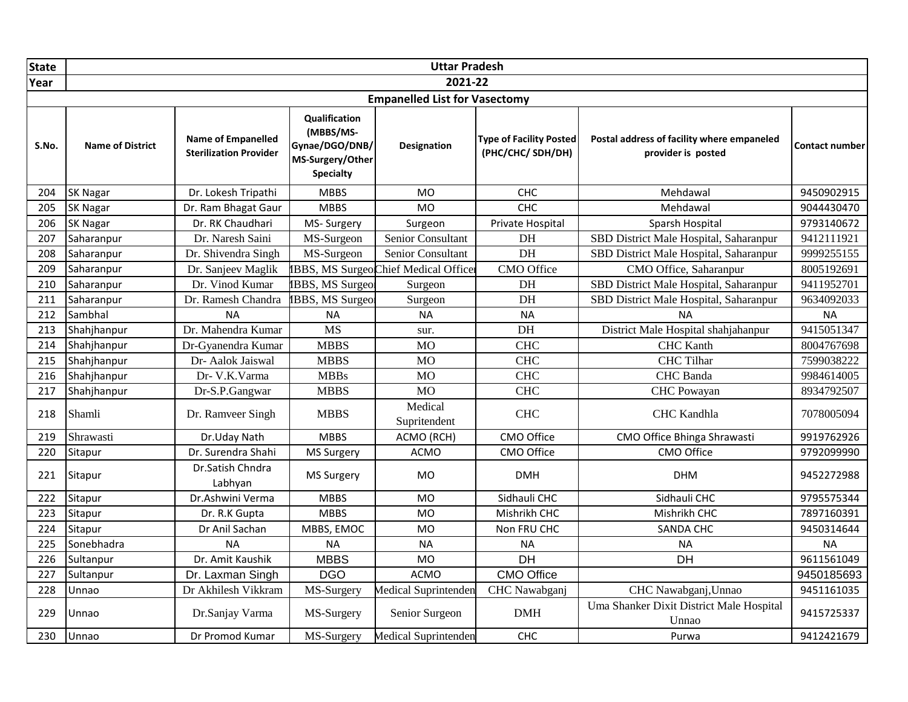| State | Uttar Pradesh | | | | | | |
|---|---|---|---|---|---|---|---|
| Year | 2021-22 | | | | | | |
| Empanelled List for Vasectomy | | | | | | | |
| S.No. | Name of District | Name of Empanelled Sterilization Provider | Qualification (MBBS/MS-Gynae/DGO/DNB/ MS-Surgery/Other Specialty | Designation | Type of Facility Posted (PHC/CHC/ SDH/DH) | Postal address of facility where empaneled provider is posted | Contact number |
| 204 | SK Nagar | Dr. Lokesh Tripathi | MBBS | MO | CHC | Mehdawal | 9450902915 |
| 205 | SK Nagar | Dr. Ram Bhagat Gaur | MBBS | MO | CHC | Mehdawal | 9044430470 |
| 206 | SK Nagar | Dr. RK Chaudhari | MS- Surgery | Surgeon | Private Hospital | Sparsh Hospital | 9793140672 |
| 207 | Saharanpur | Dr. Naresh Saini | MS-Surgeon | Senior Consultant | DH | SBD District Male Hospital, Saharanpur | 9412111921 |
| 208 | Saharanpur | Dr. Shivendra Singh | MS-Surgeon | Senior Consultant | DH | SBD District Male Hospital, Saharanpur | 9999255155 |
| 209 | Saharanpur | Dr. Sanjeev Maglik | MBBS, MS Surgeon | Chief Medical Officer | CMO Office | CMO Office, Saharanpur | 8005192691 |
| 210 | Saharanpur | Dr. Vinod Kumar | MBBS, MS Surgeon | Surgeon | DH | SBD District Male Hospital, Saharanpur | 9411952701 |
| 211 | Saharanpur | Dr. Ramesh Chandra | MBBS, MS Surgeon | Surgeon | DH | SBD District Male Hospital, Saharanpur | 9634092033 |
| 212 | Sambhal | NA | NA | NA | NA | NA | NA |
| 213 | Shahjhanpur | Dr. Mahendra Kumar | MS | sur. | DH | District Male Hospital shahjahanpur | 9415051347 |
| 214 | Shahjhanpur | Dr-Gyanendra Kumar | MBBS | MO | CHC | CHC Kanth | 8004767698 |
| 215 | Shahjhanpur | Dr- Aalok Jaiswal | MBBS | MO | CHC | CHC Tilhar | 7599038222 |
| 216 | Shahjhanpur | Dr- V.K.Varma | MBBs | MO | CHC | CHC Banda | 9984614005 |
| 217 | Shahjhanpur | Dr-S.P.Gangwar | MBBS | MO | CHC | CHC Powayan | 8934792507 |
| 218 | Shamli | Dr. Ramveer Singh | MBBS | Medical Supritendent | CHC | CHC Kandhla | 7078005094 |
| 219 | Shrawasti | Dr.Uday Nath | MBBS | ACMO (RCH) | CMO Office | CMO Office Bhinga Shrawasti | 9919762926 |
| 220 | Sitapur | Dr. Surendra Shahi | MS Surgery | ACMO | CMO Office | CMO Office | 9792099990 |
| 221 | Sitapur | Dr.Satish Chndra Labhyan | MS Surgery | MO | DMH | DHM | 9452272988 |
| 222 | Sitapur | Dr.Ashwini Verma | MBBS | MO | Sidhauli CHC | Sidhauli CHC | 9795575344 |
| 223 | Sitapur | Dr. R.K Gupta | MBBS | MO | Mishrikh CHC | Mishrikh CHC | 7897160391 |
| 224 | Sitapur | Dr Anil Sachan | MBBS, EMOC | MO | Non FRU CHC | SANDA CHC | 9450314644 |
| 225 | Sonebhadra | NA | NA | NA | NA | NA | NA |
| 226 | Sultanpur | Dr. Amit Kaushik | MBBS | MO | DH | DH | 9611561049 |
| 227 | Sultanpur | Dr. Laxman Singh | DGO | ACMO | CMO Office | | 9450185693 |
| 228 | Unnao | Dr Akhilesh Vikkram | MS-Surgery | Medical Suprintendent | CHC Nawabganj | CHC Nawabganj,Unnao | 9451161035 |
| 229 | Unnao | Dr.Sanjay Varma | MS-Surgery | Senior Surgeon | DMH | Uma Shanker Dixit District Male Hospital Unnao | 9415725337 |
| 230 | Unnao | Dr Promod Kumar | MS-Surgery | Medical Suprintendent | CHC | Purwa | 9412421679 |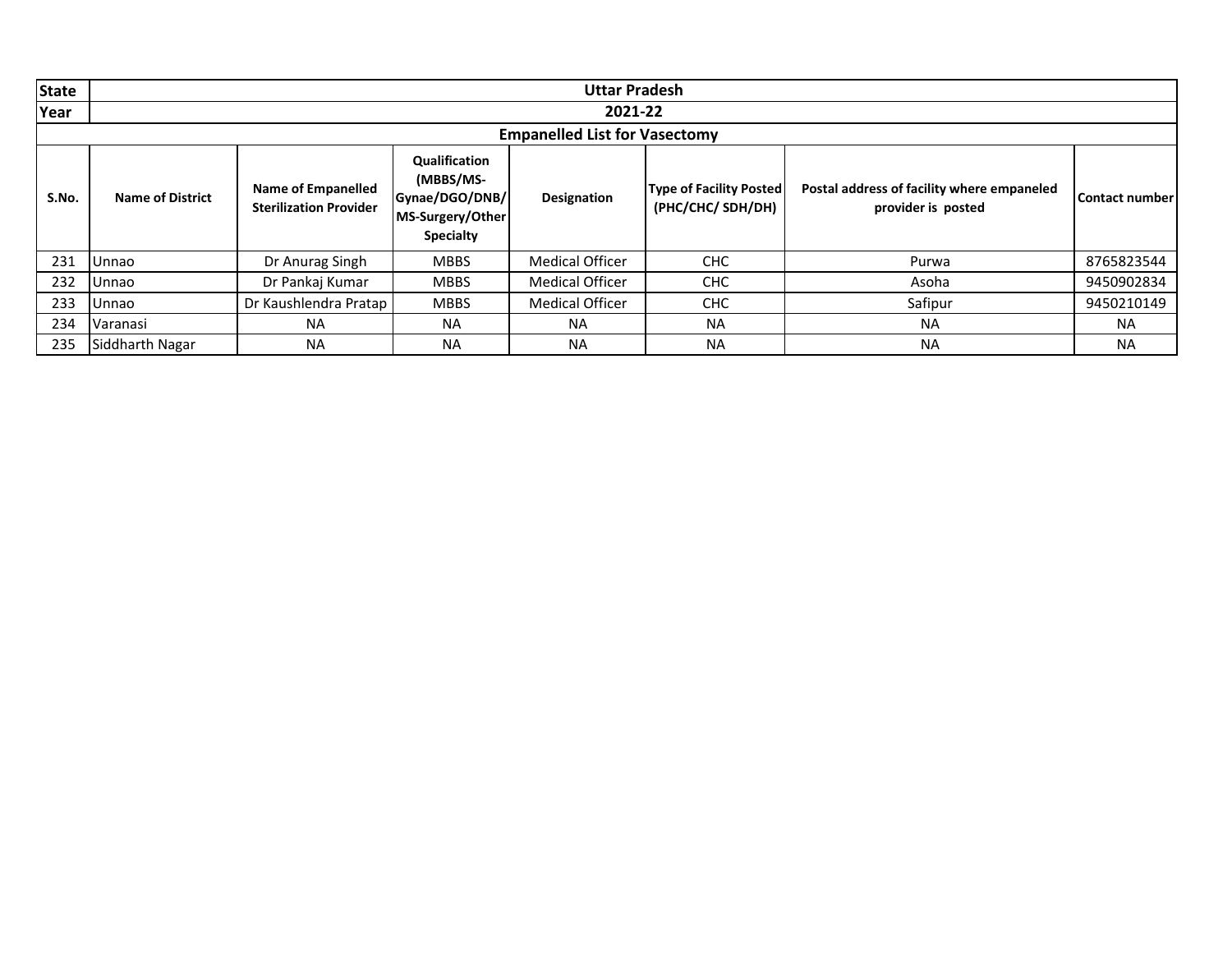| State | Uttar Pradesh | | | | | | |
|---|---|---|---|---|---|---|---|
| Year | 2021-22 | | | | | | |
| Empanelled List for Vasectomy | | | | | | | |
| S.No. | Name of District | Name of Empanelled Sterilization Provider | Qualification (MBBS/MS-Gynae/DGO/DNB/ MS-Surgery/Other Specialty | Designation | Type of Facility Posted (PHC/CHC/ SDH/DH) | Postal address of facility where empaneled provider is posted | Contact number |
| 231 | Unnao | Dr Anurag Singh | MBBS | Medical Officer | CHC | Purwa | 8765823544 |
| 232 | Unnao | Dr Pankaj Kumar | MBBS | Medical Officer | CHC | Asoha | 9450902834 |
| 233 | Unnao | Dr Kaushlendra Pratap | MBBS | Medical Officer | CHC | Safipur | 9450210149 |
| 234 | Varanasi | NA | NA | NA | NA | NA | NA |
| 235 | Siddharth Nagar | NA | NA | NA | NA | NA | NA |